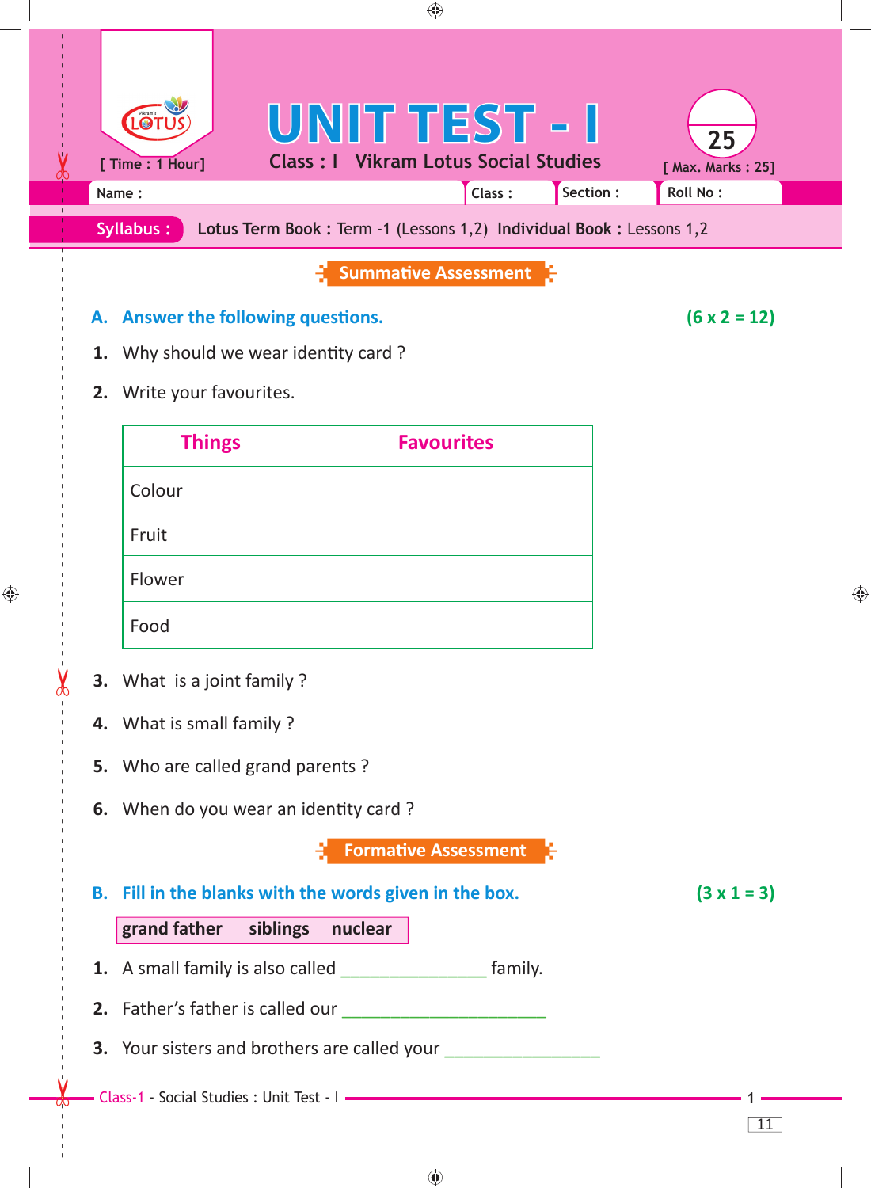# UNIT TEST - I

**Class : I  Vikram Lotus Social Studies**

[ Time : 1 Hour]  25  [ Max. Marks : 25]

Name :  Class :  Section :  Roll No :

**Syllabus :** **Lotus Term Book :** Term -1 (Lessons 1,2) **Individual Book :** Lessons 1,2

## Summative Assessment

**A. Answer the following questions.** **(6 x 2 = 12)**

1. Why should we wear identity card ?
2. Write your favourites.

| Things | Favourites |
|---|---|
| Colour | |
| Fruit | |
| Flower | |
| Food | |

3. What is a joint family ?
4. What is small family ?
5. Who are called grand parents ?
6. When do you wear an identity card ?

## Formative Assessment

**B. Fill in the blanks with the words given in the box.** **(3 x 1 = 3)**

**grand father   siblings   nuclear**

1. A small family is also called _______________ family.
2. Father's father is called our _____________________
3. Your sisters and brothers are called your ________________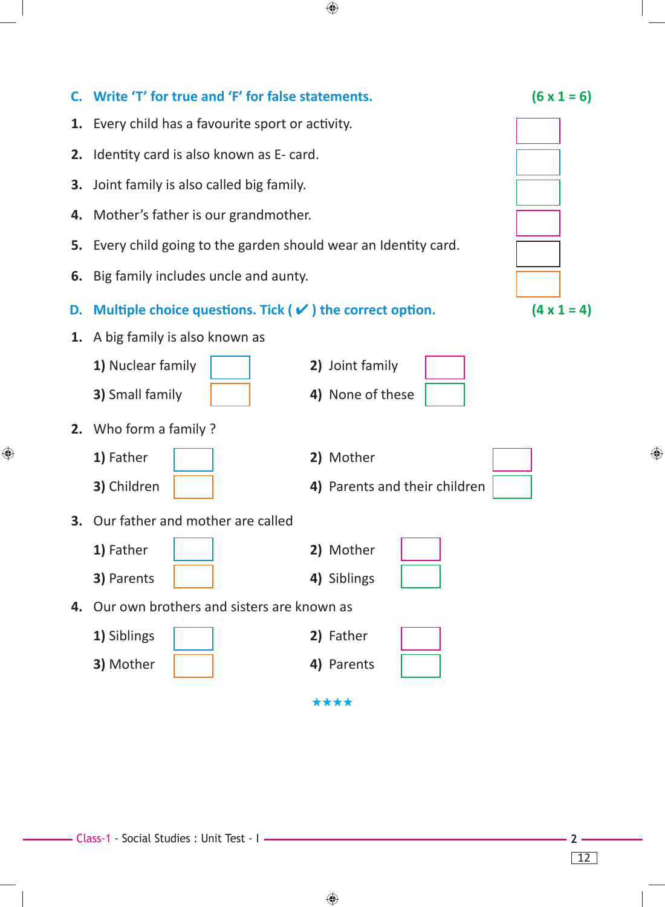## C. Write 'T' for true and 'F' for false statements. (6 x 1 = 6)

1. Every child has a favourite sport or activity. ☐
2. Identity card is also known as E- card. ☐
3. Joint family is also called big family. ☐
4. Mother's father is our grandmother. ☐
5. Every child going to the garden should wear an Identity card. ☐
6. Big family includes uncle and aunty. ☐

## D. Multiple choice questions. Tick ( ✔ ) the correct option. (4 x 1 = 4)

**1.** A big family is also known as

| | |
|---|---|
| **1)** Nuclear family ☐ | **2)** Joint family ☐ |
| **3)** Small family ☐ | **4)** None of these ☐ |

**2.** Who form a family ?

| | |
|---|---|
| **1)** Father ☐ | **2)** Mother ☐ |
| **3)** Children ☐ | **4)** Parents and their children ☐ |

**3.** Our father and mother are called

| | |
|---|---|
| **1)** Father ☐ | **2)** Mother ☐ |
| **3)** Parents ☐ | **4)** Siblings ☐ |

**4.** Our own brothers and sisters are known as

| | |
|---|---|
| **1)** Siblings ☐ | **2)** Father ☐ |
| **3)** Mother ☐ | **4)** Parents ☐ |

★★★★